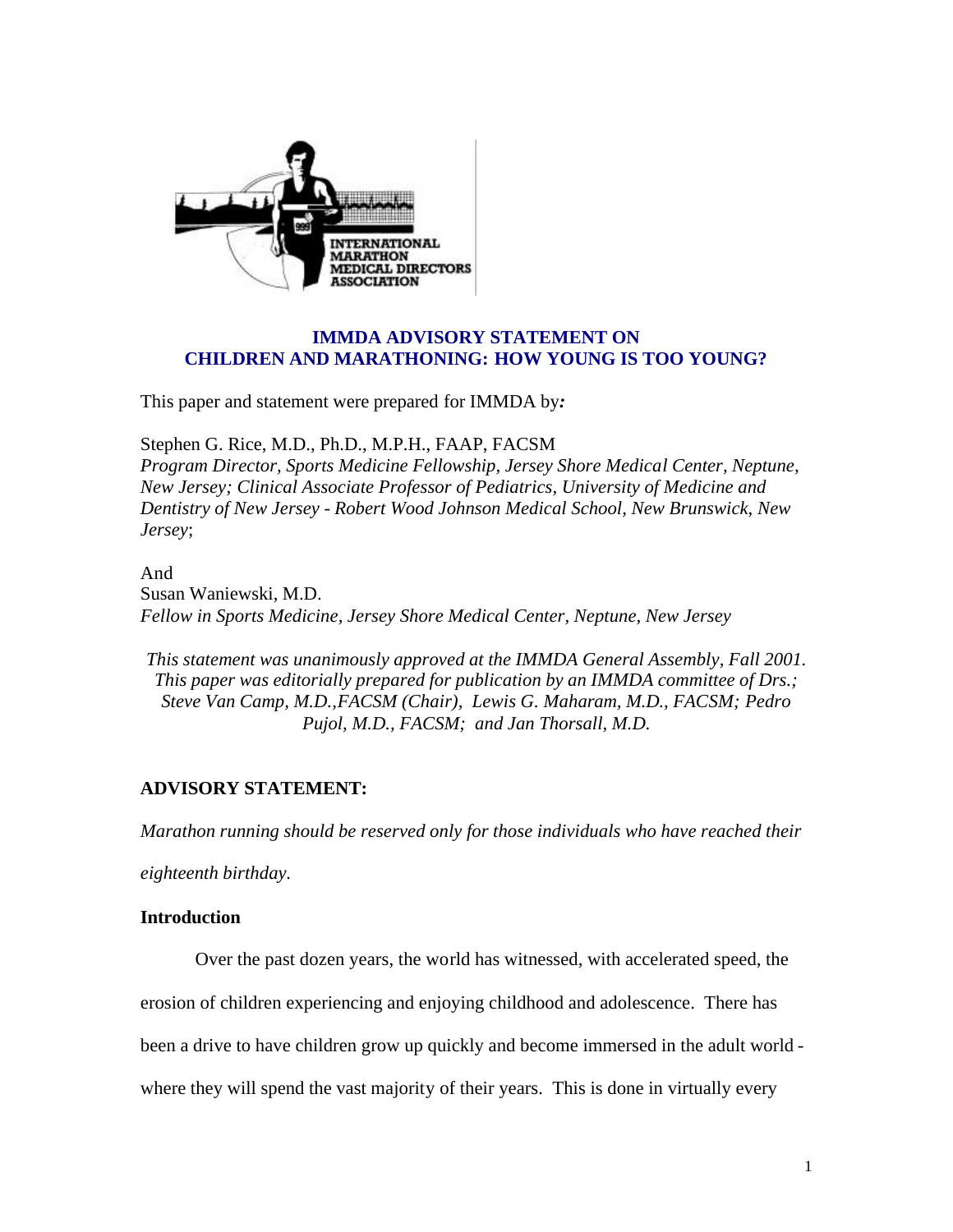INTERNATIONAL MARATHON MEDICAL DIRECTORS ASSOCIATION

# IMMDA ADVISORY STATEMENT ON CHILDREN AND MARATHONING: HOW YOUNG IS TOO YOUNG?

This paper and statement were prepared for IMMDA by:

Stephen G. Rice, M.D., Ph.D., M.P.H., FAAP, FACSM
*Program Director, Sports Medicine Fellowship, Jersey Shore Medical Center, Neptune, New Jersey; Clinical Associate Professor of Pediatrics, University of Medicine and Dentistry of New Jersey - Robert Wood Johnson Medical School, New Brunswick, New Jersey*;

And
Susan Waniewski, M.D.
*Fellow in Sports Medicine, Jersey Shore Medical Center, Neptune, New Jersey*

*This statement was unanimously approved at the IMMDA General Assembly, Fall 2001. This paper was editorially prepared for publication by an IMMDA committee of Drs.; Steve Van Camp, M.D.,FACSM (Chair), Lewis G. Maharam, M.D., FACSM; Pedro Pujol, M.D., FACSM; and Jan Thorsall, M.D.*

## ADVISORY STATEMENT:

*Marathon running should be reserved only for those individuals who have reached their eighteenth birthday.*

### Introduction

Over the past dozen years, the world has witnessed, with accelerated speed, the erosion of children experiencing and enjoying childhood and adolescence. There has been a drive to have children grow up quickly and become immersed in the adult world - where they will spend the vast majority of their years. This is done in virtually every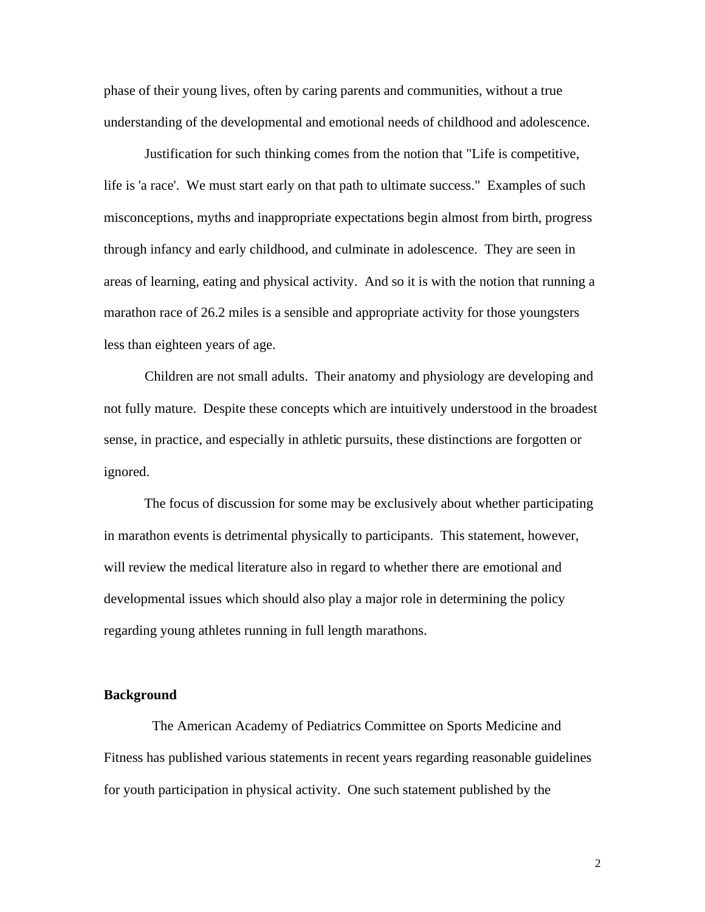phase of their young lives, often by caring parents and communities, without a true understanding of the developmental and emotional needs of childhood and adolescence.

Justification for such thinking comes from the notion that "Life is competitive, life is 'a race'. We must start early on that path to ultimate success." Examples of such misconceptions, myths and inappropriate expectations begin almost from birth, progress through infancy and early childhood, and culminate in adolescence. They are seen in areas of learning, eating and physical activity. And so it is with the notion that running a marathon race of 26.2 miles is a sensible and appropriate activity for those youngsters less than eighteen years of age.

Children are not small adults. Their anatomy and physiology are developing and not fully mature. Despite these concepts which are intuitively understood in the broadest sense, in practice, and especially in athletic pursuits, these distinctions are forgotten or ignored.

The focus of discussion for some may be exclusively about whether participating in marathon events is detrimental physically to participants. This statement, however, will review the medical literature also in regard to whether there are emotional and developmental issues which should also play a major role in determining the policy regarding young athletes running in full length marathons.

**Background**

The American Academy of Pediatrics Committee on Sports Medicine and Fitness has published various statements in recent years regarding reasonable guidelines for youth participation in physical activity. One such statement published by the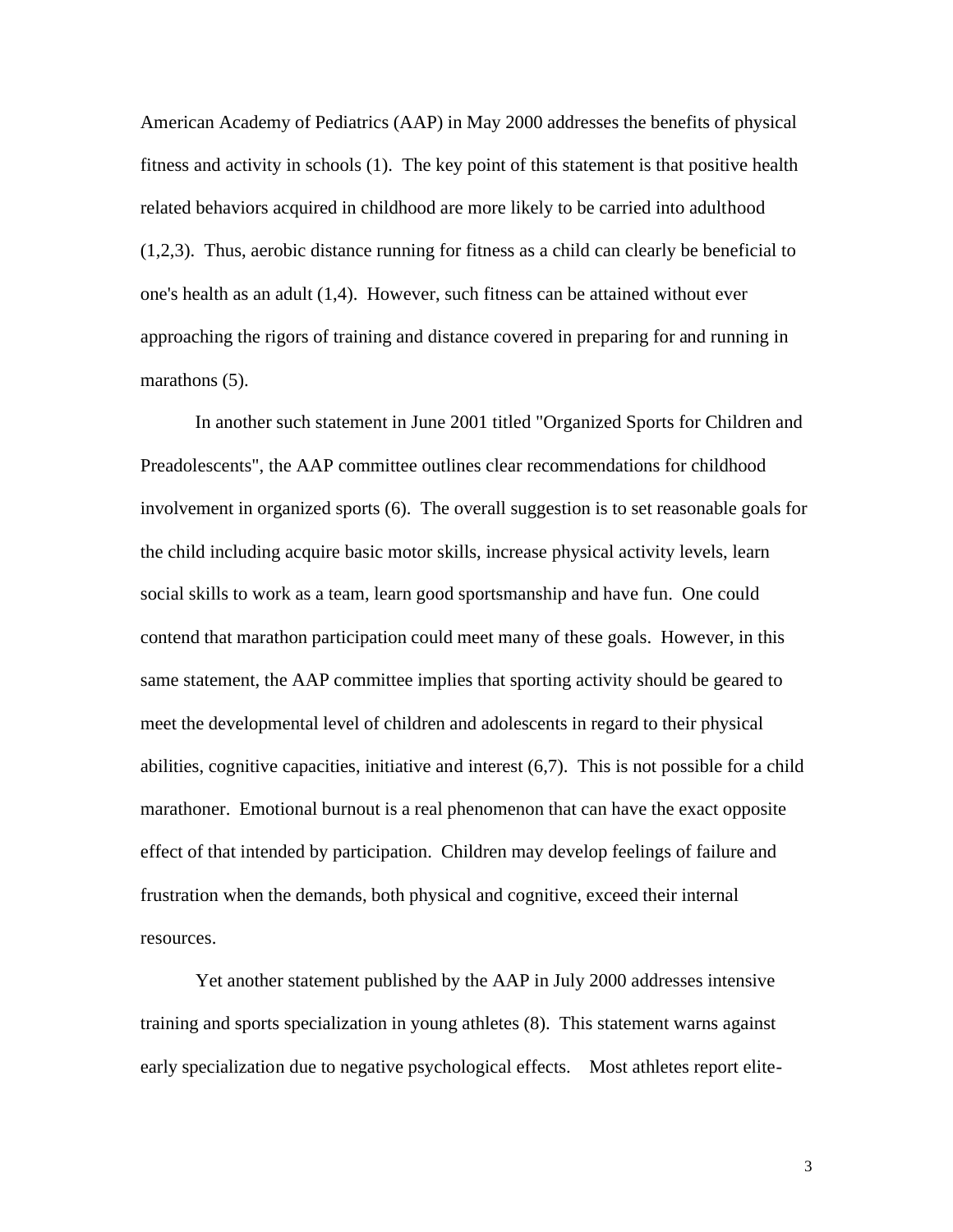American Academy of Pediatrics (AAP) in May 2000 addresses the benefits of physical fitness and activity in schools (1). The key point of this statement is that positive health related behaviors acquired in childhood are more likely to be carried into adulthood (1,2,3). Thus, aerobic distance running for fitness as a child can clearly be beneficial to one's health as an adult (1,4). However, such fitness can be attained without ever approaching the rigors of training and distance covered in preparing for and running in marathons (5).

In another such statement in June 2001 titled "Organized Sports for Children and Preadolescents", the AAP committee outlines clear recommendations for childhood involvement in organized sports (6). The overall suggestion is to set reasonable goals for the child including acquire basic motor skills, increase physical activity levels, learn social skills to work as a team, learn good sportsmanship and have fun. One could contend that marathon participation could meet many of these goals. However, in this same statement, the AAP committee implies that sporting activity should be geared to meet the developmental level of children and adolescents in regard to their physical abilities, cognitive capacities, initiative and interest (6,7). This is not possible for a child marathoner. Emotional burnout is a real phenomenon that can have the exact opposite effect of that intended by participation. Children may develop feelings of failure and frustration when the demands, both physical and cognitive, exceed their internal resources.

Yet another statement published by the AAP in July 2000 addresses intensive training and sports specialization in young athletes (8). This statement warns against early specialization due to negative psychological effects. Most athletes report elite-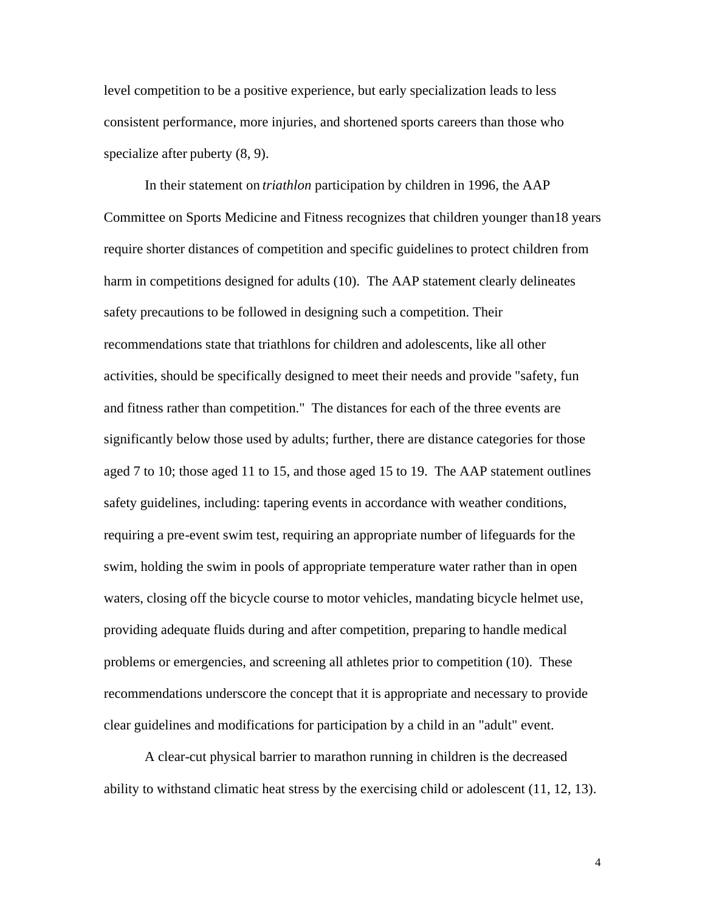level competition to be a positive experience, but early specialization leads to less consistent performance, more injuries, and shortened sports careers than those who specialize after puberty (8, 9).

In their statement on *triathlon* participation by children in 1996, the AAP Committee on Sports Medicine and Fitness recognizes that children younger than18 years require shorter distances of competition and specific guidelines to protect children from harm in competitions designed for adults (10). The AAP statement clearly delineates safety precautions to be followed in designing such a competition. Their recommendations state that triathlons for children and adolescents, like all other activities, should be specifically designed to meet their needs and provide "safety, fun and fitness rather than competition." The distances for each of the three events are significantly below those used by adults; further, there are distance categories for those aged 7 to 10; those aged 11 to 15, and those aged 15 to 19. The AAP statement outlines safety guidelines, including: tapering events in accordance with weather conditions, requiring a pre-event swim test, requiring an appropriate number of lifeguards for the swim, holding the swim in pools of appropriate temperature water rather than in open waters, closing off the bicycle course to motor vehicles, mandating bicycle helmet use, providing adequate fluids during and after competition, preparing to handle medical problems or emergencies, and screening all athletes prior to competition (10). These recommendations underscore the concept that it is appropriate and necessary to provide clear guidelines and modifications for participation by a child in an "adult" event.

A clear-cut physical barrier to marathon running in children is the decreased ability to withstand climatic heat stress by the exercising child or adolescent (11, 12, 13).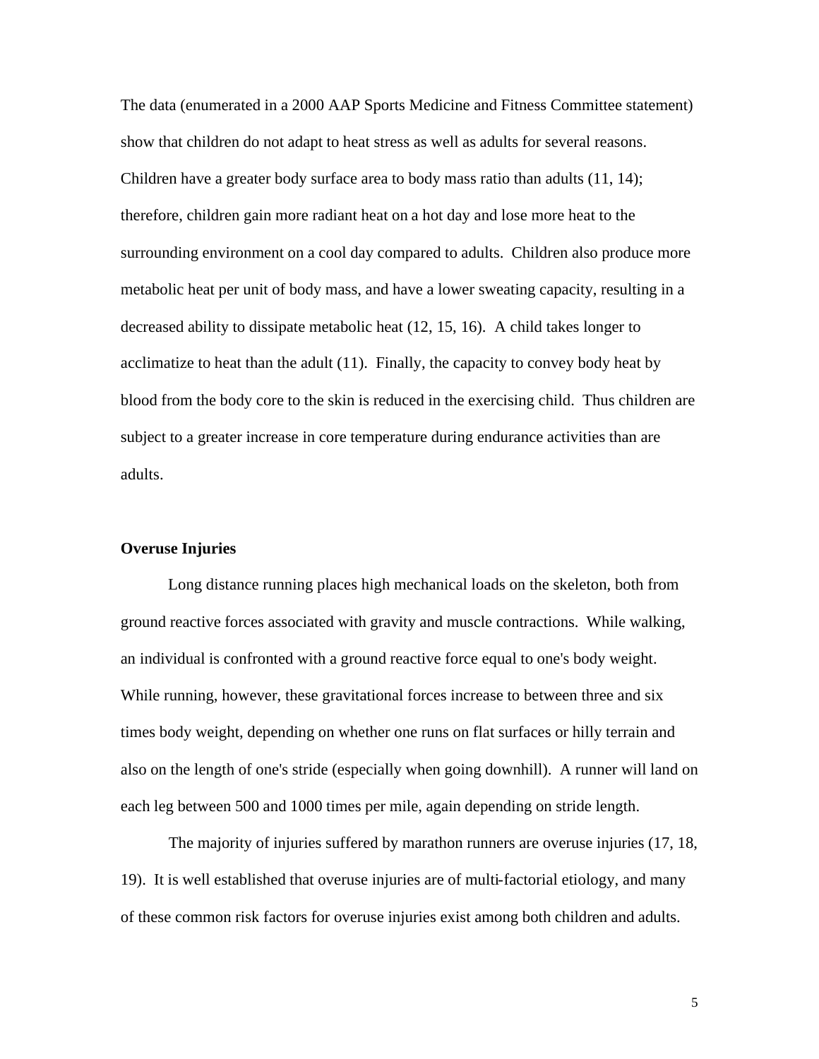The data (enumerated in a 2000 AAP Sports Medicine and Fitness Committee statement) show that children do not adapt to heat stress as well as adults for several reasons. Children have a greater body surface area to body mass ratio than adults (11, 14); therefore, children gain more radiant heat on a hot day and lose more heat to the surrounding environment on a cool day compared to adults. Children also produce more metabolic heat per unit of body mass, and have a lower sweating capacity, resulting in a decreased ability to dissipate metabolic heat (12, 15, 16). A child takes longer to acclimatize to heat than the adult (11). Finally, the capacity to convey body heat by blood from the body core to the skin is reduced in the exercising child. Thus children are subject to a greater increase in core temperature during endurance activities than are adults.

**Overuse Injuries**

Long distance running places high mechanical loads on the skeleton, both from ground reactive forces associated with gravity and muscle contractions. While walking, an individual is confronted with a ground reactive force equal to one's body weight. While running, however, these gravitational forces increase to between three and six times body weight, depending on whether one runs on flat surfaces or hilly terrain and also on the length of one's stride (especially when going downhill). A runner will land on each leg between 500 and 1000 times per mile, again depending on stride length.

The majority of injuries suffered by marathon runners are overuse injuries (17, 18, 19). It is well established that overuse injuries are of multi-factorial etiology, and many of these common risk factors for overuse injuries exist among both children and adults.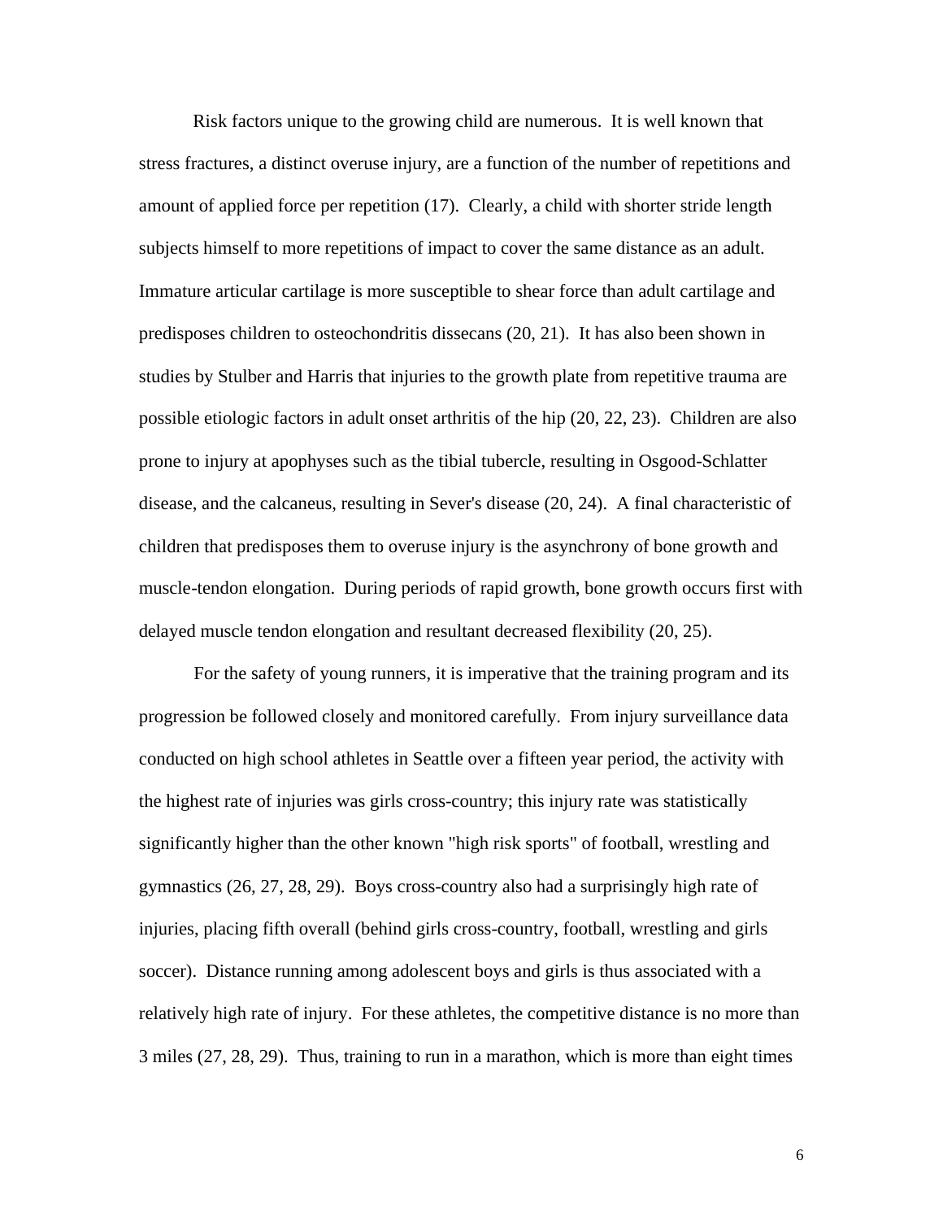Risk factors unique to the growing child are numerous. It is well known that stress fractures, a distinct overuse injury, are a function of the number of repetitions and amount of applied force per repetition (17). Clearly, a child with shorter stride length subjects himself to more repetitions of impact to cover the same distance as an adult. Immature articular cartilage is more susceptible to shear force than adult cartilage and predisposes children to osteochondritis dissecans (20, 21). It has also been shown in studies by Stulber and Harris that injuries to the growth plate from repetitive trauma are possible etiologic factors in adult onset arthritis of the hip (20, 22, 23). Children are also prone to injury at apophyses such as the tibial tubercle, resulting in Osgood-Schlatter disease, and the calcaneus, resulting in Sever's disease (20, 24). A final characteristic of children that predisposes them to overuse injury is the asynchrony of bone growth and muscle-tendon elongation. During periods of rapid growth, bone growth occurs first with delayed muscle tendon elongation and resultant decreased flexibility (20, 25).

For the safety of young runners, it is imperative that the training program and its progression be followed closely and monitored carefully. From injury surveillance data conducted on high school athletes in Seattle over a fifteen year period, the activity with the highest rate of injuries was girls cross-country; this injury rate was statistically significantly higher than the other known "high risk sports" of football, wrestling and gymnastics (26, 27, 28, 29). Boys cross-country also had a surprisingly high rate of injuries, placing fifth overall (behind girls cross-country, football, wrestling and girls soccer). Distance running among adolescent boys and girls is thus associated with a relatively high rate of injury. For these athletes, the competitive distance is no more than 3 miles (27, 28, 29). Thus, training to run in a marathon, which is more than eight times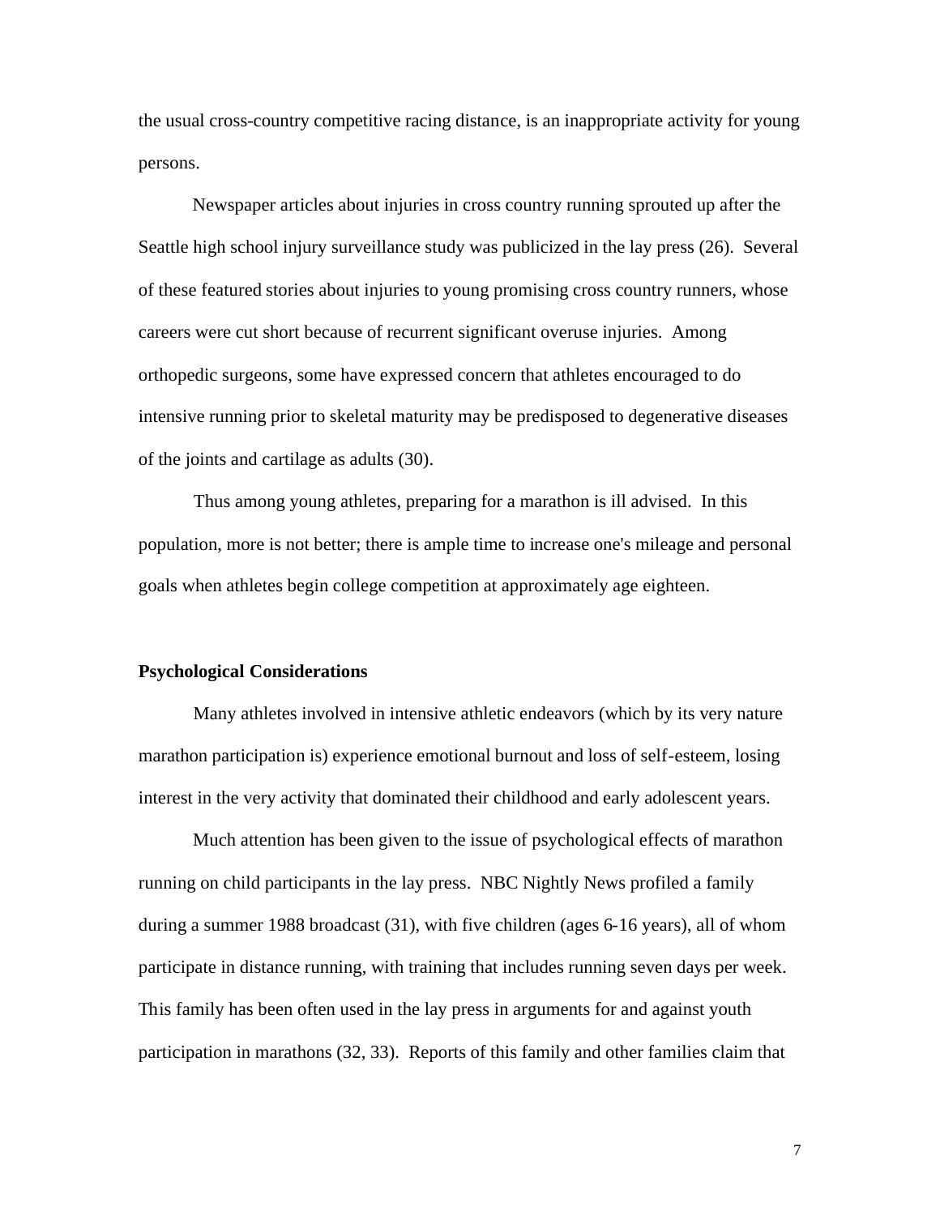the usual cross-country competitive racing distance, is an inappropriate activity for young persons.

Newspaper articles about injuries in cross country running sprouted up after the Seattle high school injury surveillance study was publicized in the lay press (26). Several of these featured stories about injuries to young promising cross country runners, whose careers were cut short because of recurrent significant overuse injuries. Among orthopedic surgeons, some have expressed concern that athletes encouraged to do intensive running prior to skeletal maturity may be predisposed to degenerative diseases of the joints and cartilage as adults (30).

Thus among young athletes, preparing for a marathon is ill advised. In this population, more is not better; there is ample time to increase one's mileage and personal goals when athletes begin college competition at approximately age eighteen.

**Psychological Considerations**

Many athletes involved in intensive athletic endeavors (which by its very nature marathon participation is) experience emotional burnout and loss of self-esteem, losing interest in the very activity that dominated their childhood and early adolescent years.

Much attention has been given to the issue of psychological effects of marathon running on child participants in the lay press. NBC Nightly News profiled a family during a summer 1988 broadcast (31), with five children (ages 6-16 years), all of whom participate in distance running, with training that includes running seven days per week. This family has been often used in the lay press in arguments for and against youth participation in marathons (32, 33). Reports of this family and other families claim that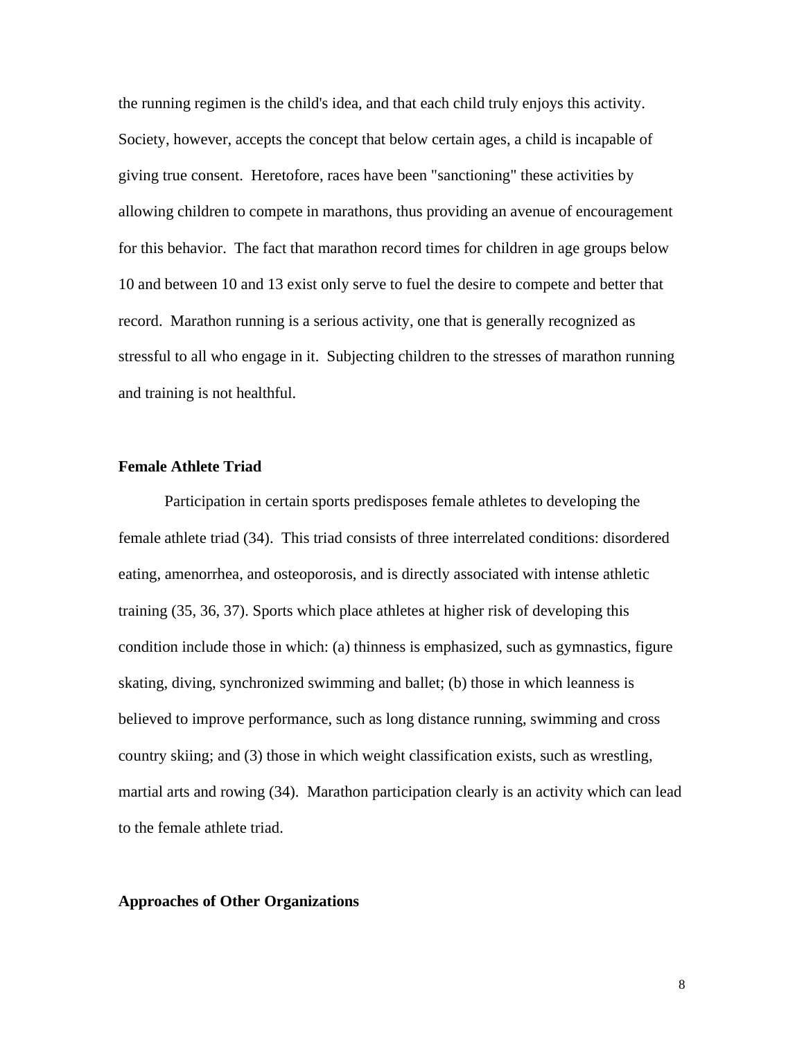the running regimen is the child's idea, and that each child truly enjoys this activity. Society, however, accepts the concept that below certain ages, a child is incapable of giving true consent. Heretofore, races have been "sanctioning" these activities by allowing children to compete in marathons, thus providing an avenue of encouragement for this behavior. The fact that marathon record times for children in age groups below 10 and between 10 and 13 exist only serve to fuel the desire to compete and better that record. Marathon running is a serious activity, one that is generally recognized as stressful to all who engage in it. Subjecting children to the stresses of marathon running and training is not healthful.

**Female Athlete Triad**

Participation in certain sports predisposes female athletes to developing the female athlete triad (34). This triad consists of three interrelated conditions: disordered eating, amenorrhea, and osteoporosis, and is directly associated with intense athletic training (35, 36, 37). Sports which place athletes at higher risk of developing this condition include those in which: (a) thinness is emphasized, such as gymnastics, figure skating, diving, synchronized swimming and ballet; (b) those in which leanness is believed to improve performance, such as long distance running, swimming and cross country skiing; and (3) those in which weight classification exists, such as wrestling, martial arts and rowing (34). Marathon participation clearly is an activity which can lead to the female athlete triad.

**Approaches of Other Organizations**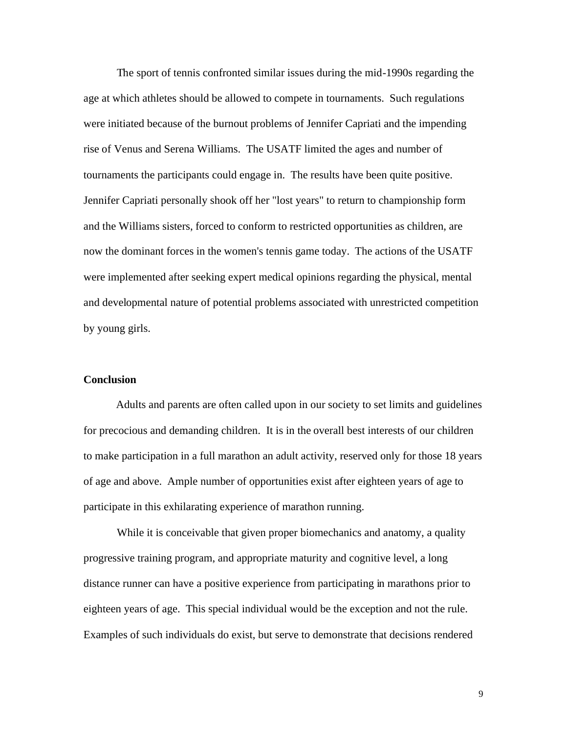The sport of tennis confronted similar issues during the mid-1990s regarding the age at which athletes should be allowed to compete in tournaments. Such regulations were initiated because of the burnout problems of Jennifer Capriati and the impending rise of Venus and Serena Williams. The USATF limited the ages and number of tournaments the participants could engage in. The results have been quite positive. Jennifer Capriati personally shook off her "lost years" to return to championship form and the Williams sisters, forced to conform to restricted opportunities as children, are now the dominant forces in the women's tennis game today. The actions of the USATF were implemented after seeking expert medical opinions regarding the physical, mental and developmental nature of potential problems associated with unrestricted competition by young girls.

## Conclusion

Adults and parents are often called upon in our society to set limits and guidelines for precocious and demanding children. It is in the overall best interests of our children to make participation in a full marathon an adult activity, reserved only for those 18 years of age and above. Ample number of opportunities exist after eighteen years of age to participate in this exhilarating experience of marathon running.

While it is conceivable that given proper biomechanics and anatomy, a quality progressive training program, and appropriate maturity and cognitive level, a long distance runner can have a positive experience from participating in marathons prior to eighteen years of age. This special individual would be the exception and not the rule. Examples of such individuals do exist, but serve to demonstrate that decisions rendered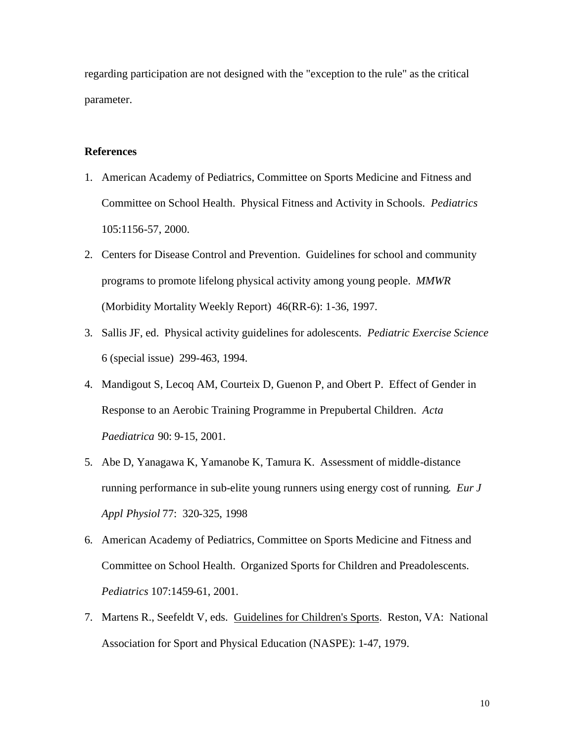regarding participation are not designed with the "exception to the rule" as the critical parameter.

**References**

1. American Academy of Pediatrics, Committee on Sports Medicine and Fitness and Committee on School Health. Physical Fitness and Activity in Schools. *Pediatrics* 105:1156-57, 2000.
2. Centers for Disease Control and Prevention. Guidelines for school and community programs to promote lifelong physical activity among young people. *MMWR* (Morbidity Mortality Weekly Report) 46(RR-6): 1-36, 1997.
3. Sallis JF, ed. Physical activity guidelines for adolescents. *Pediatric Exercise Science* 6 (special issue) 299-463, 1994.
4. Mandigout S, Lecoq AM, Courteix D, Guenon P, and Obert P. Effect of Gender in Response to an Aerobic Training Programme in Prepubertal Children. *Acta Paediatrica* 90: 9-15, 2001.
5. Abe D, Yanagawa K, Yamanobe K, Tamura K. Assessment of middle-distance running performance in sub-elite young runners using energy cost of running*. Eur J Appl Physiol* 77: 320-325, 1998
6. American Academy of Pediatrics, Committee on Sports Medicine and Fitness and Committee on School Health. Organized Sports for Children and Preadolescents. *Pediatrics* 107:1459-61, 2001.
7. Martens R., Seefeldt V, eds. Guidelines for Children's Sports. Reston, VA: National Association for Sport and Physical Education (NASPE): 1-47, 1979.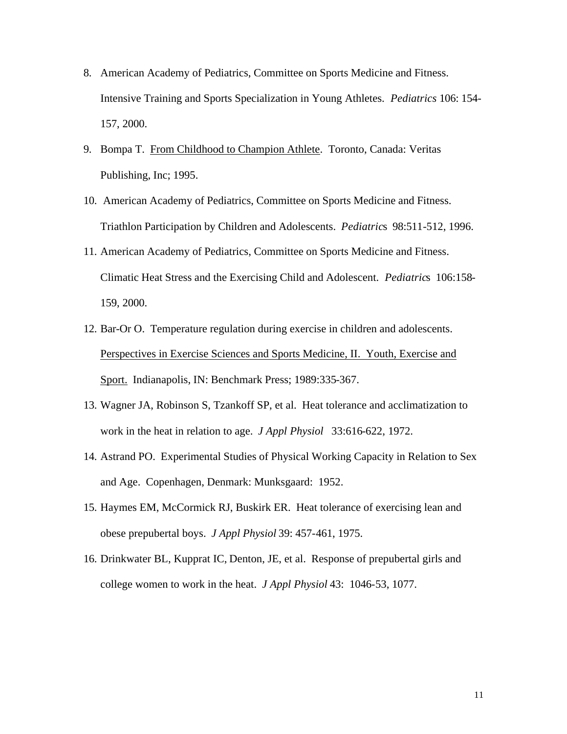8. American Academy of Pediatrics, Committee on Sports Medicine and Fitness. Intensive Training and Sports Specialization in Young Athletes. *Pediatrics* 106: 154-157, 2000.

9. Bompa T. From Childhood to Champion Athlete. Toronto, Canada: Veritas Publishing, Inc; 1995.

10. American Academy of Pediatrics, Committee on Sports Medicine and Fitness. Triathlon Participation by Children and Adolescents. *Pediatrics* 98:511-512, 1996.

11. American Academy of Pediatrics, Committee on Sports Medicine and Fitness. Climatic Heat Stress and the Exercising Child and Adolescent. *Pediatrics* 106:158-159, 2000.

12. Bar-Or O. Temperature regulation during exercise in children and adolescents. Perspectives in Exercise Sciences and Sports Medicine, II. Youth, Exercise and Sport. Indianapolis, IN: Benchmark Press; 1989:335-367.

13. Wagner JA, Robinson S, Tzankoff SP, et al. Heat tolerance and acclimatization to work in the heat in relation to age. *J Appl Physiol* 33:616-622, 1972.

14. Astrand PO. Experimental Studies of Physical Working Capacity in Relation to Sex and Age. Copenhagen, Denmark: Munksgaard: 1952.

15. Haymes EM, McCormick RJ, Buskirk ER. Heat tolerance of exercising lean and obese prepubertal boys. *J Appl Physiol* 39: 457-461, 1975.

16. Drinkwater BL, Kupprat IC, Denton, JE, et al. Response of prepubertal girls and college women to work in the heat. *J Appl Physiol* 43: 1046-53, 1077.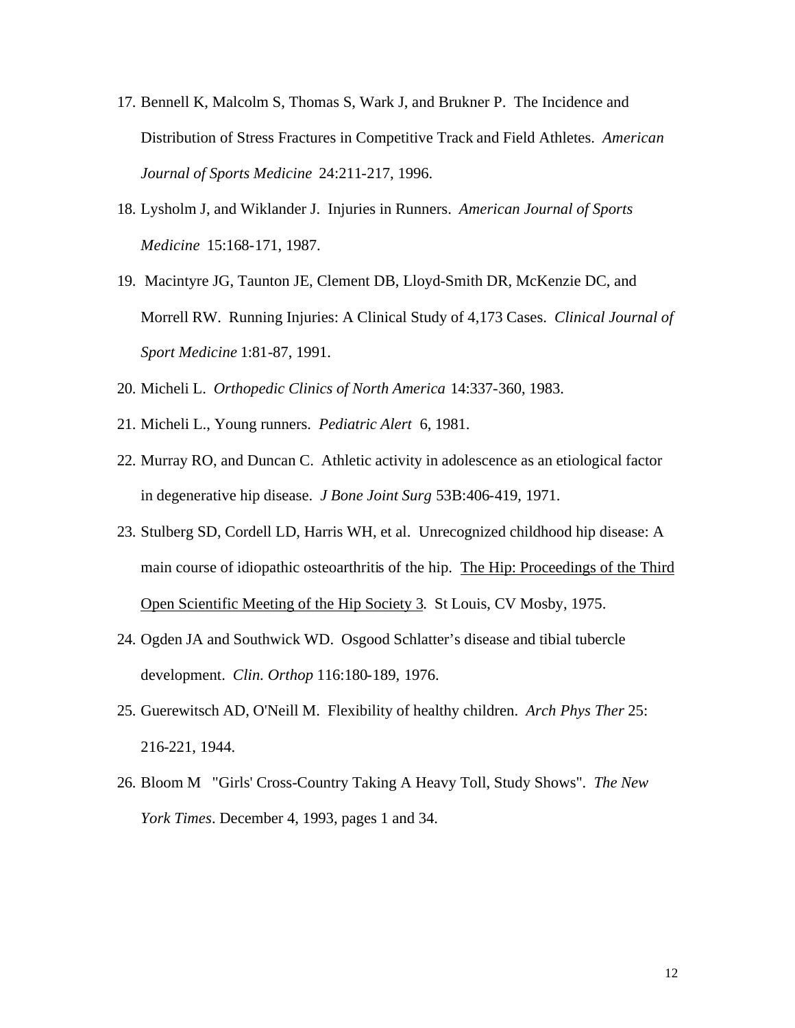17. Bennell K, Malcolm S, Thomas S, Wark J, and Brukner P. The Incidence and Distribution of Stress Fractures in Competitive Track and Field Athletes. *American Journal of Sports Medicine* 24:211-217, 1996.

18. Lysholm J, and Wiklander J. Injuries in Runners. *American Journal of Sports Medicine* 15:168-171, 1987.

19. Macintyre JG, Taunton JE, Clement DB, Lloyd-Smith DR, McKenzie DC, and Morrell RW. Running Injuries: A Clinical Study of 4,173 Cases. *Clinical Journal of Sport Medicine* 1:81-87, 1991.

20. Micheli L. *Orthopedic Clinics of North America* 14:337-360, 1983.

21. Micheli L., Young runners. *Pediatric Alert* 6, 1981.

22. Murray RO, and Duncan C. Athletic activity in adolescence as an etiological factor in degenerative hip disease. *J Bone Joint Surg* 53B:406-419, 1971.

23. Stulberg SD, Cordell LD, Harris WH, et al. Unrecognized childhood hip disease: A main course of idiopathic osteoarthritis of the hip. <u>The Hip: Proceedings of the Third Open Scientific Meeting of the Hip Society 3</u>. St Louis, CV Mosby, 1975.

24. Ogden JA and Southwick WD. Osgood Schlatter's disease and tibial tubercle development. *Clin. Orthop* 116:180-189, 1976.

25. Guerewitsch AD, O'Neill M. Flexibility of healthy children. *Arch Phys Ther* 25: 216-221, 1944.

26. Bloom M "Girls' Cross-Country Taking A Heavy Toll, Study Shows". *The New York Times*. December 4, 1993, pages 1 and 34.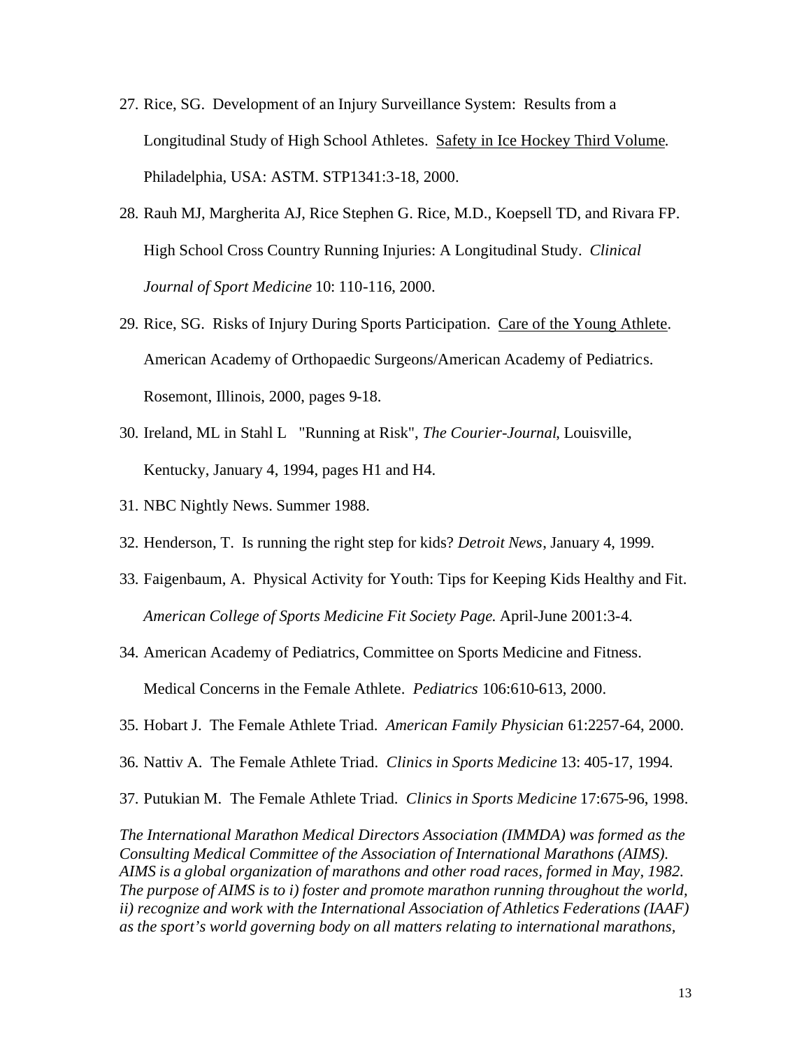27. Rice, SG. Development of an Injury Surveillance System: Results from a Longitudinal Study of High School Athletes. Safety in Ice Hockey Third Volume. Philadelphia, USA: ASTM. STP1341:3-18, 2000.

28. Rauh MJ, Margherita AJ, Rice Stephen G. Rice, M.D., Koepsell TD, and Rivara FP. High School Cross Country Running Injuries: A Longitudinal Study. *Clinical Journal of Sport Medicine* 10: 110-116, 2000.

29. Rice, SG. Risks of Injury During Sports Participation. Care of the Young Athlete. American Academy of Orthopaedic Surgeons/American Academy of Pediatrics. Rosemont, Illinois, 2000, pages 9-18.

30. Ireland, ML in Stahl L "Running at Risk", *The Courier-Journal*, Louisville, Kentucky, January 4, 1994, pages H1 and H4.

31. NBC Nightly News. Summer 1988.

32. Henderson, T. Is running the right step for kids? *Detroit News*, January 4, 1999.

33. Faigenbaum, A. Physical Activity for Youth: Tips for Keeping Kids Healthy and Fit. *American College of Sports Medicine Fit Society Page.* April-June 2001:3-4.

34. American Academy of Pediatrics, Committee on Sports Medicine and Fitness. Medical Concerns in the Female Athlete. *Pediatrics* 106:610-613, 2000.

35. Hobart J. The Female Athlete Triad. *American Family Physician* 61:2257-64, 2000.

36. Nattiv A. The Female Athlete Triad. *Clinics in Sports Medicine* 13: 405-17, 1994.

37. Putukian M. The Female Athlete Triad. *Clinics in Sports Medicine* 17:675-96, 1998.

*The International Marathon Medical Directors Association (IMMDA) was formed as the Consulting Medical Committee of the Association of International Marathons (AIMS). AIMS is a global organization of marathons and other road races, formed in May, 1982. The purpose of AIMS is to i) foster and promote marathon running throughout the world, ii) recognize and work with the International Association of Athletics Federations (IAAF) as the sport's world governing body on all matters relating to international marathons,*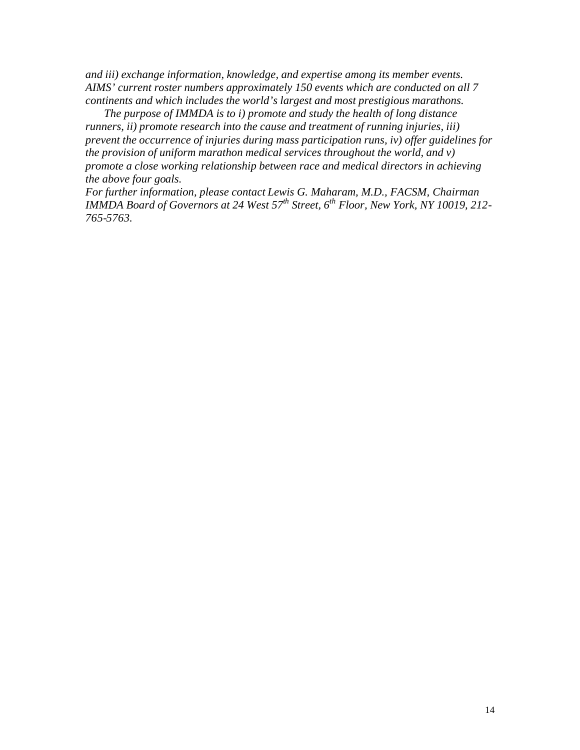*and iii) exchange information, knowledge, and expertise among its member events. AIMS' current roster numbers approximately 150 events which are conducted on all 7 continents and which includes the world's largest and most prestigious marathons.*

*The purpose of IMMDA is to i) promote and study the health of long distance runners, ii) promote research into the cause and treatment of running injuries, iii) prevent the occurrence of injuries during mass participation runs, iv) offer guidelines for the provision of uniform marathon medical services throughout the world, and v) promote a close working relationship between race and medical directors in achieving the above four goals.*

*For further information, please contact Lewis G. Maharam, M.D., FACSM, Chairman IMMDA Board of Governors at 24 West 57th Street, 6th Floor, New York, NY 10019, 212-765-5763.*